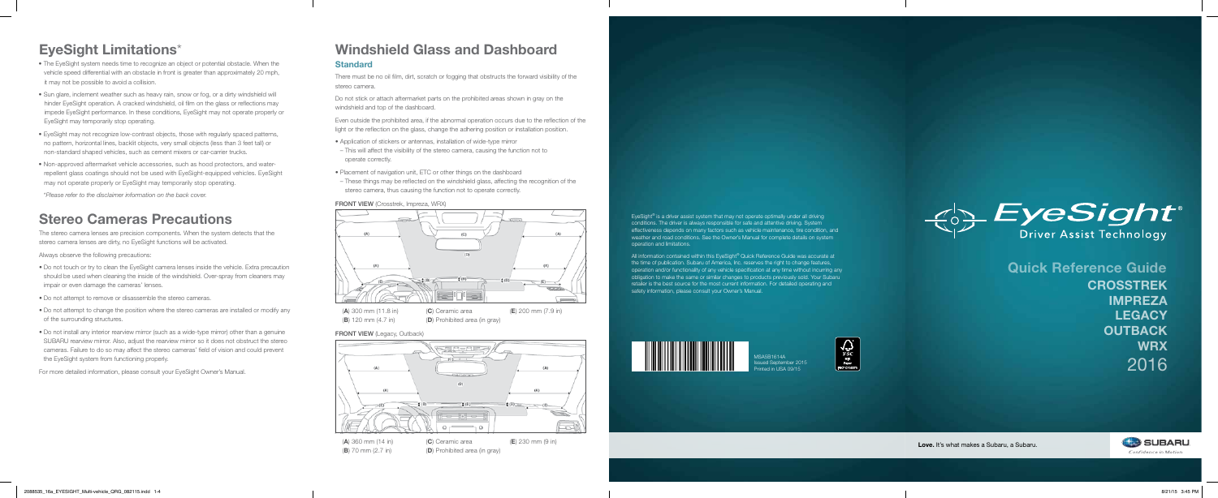## EyeSight Limitations*

- The EyeSight system needs time to recognize an object or potential obstacle. When the vehicle speed differential with an obstacle in front is greater than approximately 20 mph, it may not be possible to avoid a collision.
- Sun glare, inclement weather such as heavy rain, snow or fog, or a dirty windshield will hinder EyeSight operation. A cracked windshield, oil film on the glass or reflections may impede EyeSight performance. In these conditions, EyeSight may not operate properly or EyeSight may temporarily stop operating.
- EyeSight may not recognize low-contrast objects, those with regularly spaced patterns, no pattern, horizontal lines, backlit objects, very small objects (less than 3 feet tall) or non-standard shaped vehicles, such as cement mixers or car-carrier trucks.
- Non-approved aftermarket vehicle accessories, such as hood protectors, and water-repellent glass coatings should not be used with EyeSight-equipped vehicles. EyeSight may not operate properly or EyeSight may temporarily stop operating.

*Please refer to the disclaimer information on the back cover.*

## Stereo Cameras Precautions

The stereo camera lenses are precision components. When the system detects that the stereo camera lenses are dirty, no EyeSight functions will be activated.

Always observe the following precautions:

- Do not touch or try to clean the EyeSight camera lenses inside the vehicle. Extra precaution should be used when cleaning the inside of the windshield. Over-spray from cleaners may impair or even damage the cameras' lenses.
- Do not attempt to remove or disassemble the stereo cameras.
- Do not attempt to change the position where the stereo cameras are installed or modify any of the surrounding structures.
- Do not install any interior rearview mirror (such as a wide-type mirror) other than a genuine SUBARU rearview mirror. Also, adjust the rearview mirror so it does not obstruct the stereo cameras. Failure to do so may affect the stereo cameras' field of vision and could prevent the EyeSight system from functioning properly.

For more detailed information, please consult your EyeSight Owner's Manual.

## Windshield Glass and Dashboard

### Standard

There must be no oil film, dirt, scratch or fogging that obstructs the forward visibility of the stereo camera.

Do not stick or attach aftermarket parts on the prohibited areas shown in gray on the windshield and top of the dashboard.

Even outside the prohibited area, if the abnormal operation occurs due to the reflection of the light or the reflection on the glass, change the adhering position or installation position.

- Application of stickers or antennas, installation of wide-type mirror
  - This will affect the visibility of the stereo camera, causing the function not to operate correctly.
- Placement of navigation unit, ETC or other things on the dashboard
  - These things may be reflected on the windshield glass, affecting the recognition of the stereo camera, thus causing the function not to operate correctly.

**FRONT VIEW** (Crosstrek, Impreza, WRX)

(**A**) 300 mm (11.8 in)
(**B**) 120 mm (4.7 in)
(**C**) Ceramic area
(**D**) Prohibited area (in gray)
(**E**) 200 mm (7.9 in)

**FRONT VIEW** (Legacy, Outback)

(**A**) 360 mm (14 in)
(**B**) 70 mm (2.7 in)
(**C**) Ceramic area
(**D**) Prohibited area (in gray)
(**E**) 230 mm (9 in)

EyeSight® is a driver assist system that may not operate optimally under all driving conditions. The driver is always responsible for safe and attentive driving. System effectiveness depends on many factors such as vehicle maintenance, tire condition, and weather and road conditions. See the Owner's Manual for complete details on system operation and limitations.

All information contained within this EyeSight® Quick Reference Guide was accurate at the time of publication. Subaru of America, Inc. reserves the right to change features, operation and/or functionality of any vehicle specification at any time without incurring any obligation to make the same or similar changes to products previously sold. Your Subaru retailer is the best source for the most current information. For detailed operating and safety information, please consult your Owner's Manual.

MSA5B1614A
Issued September 2015
Printed in USA 09/15

# EyeSight®
Driver Assist Technology

## Quick Reference Guide
**CROSSTREK**
**IMPREZA**
**LEGACY**
**OUTBACK**
**WRX**
2016

**Love.** It's what makes a Subaru, a Subaru.

SUBARU
Confidence in Motion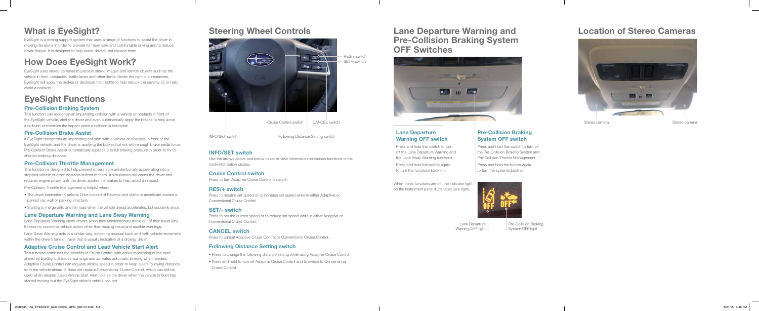# What is EyeSight?

EyeSight is a driving support system that uses a range of functions to assist the driver in making decisions in order to provide for more safe and comfortable driving and to reduce driver fatigue. It is designed to help assist drivers, not replace them.

# How Does EyeSight Work?

EyeSight uses stereo cameras to process stereo images and identify objects such as the vehicle in front, obstacles, traffic lanes and other items. Under the right circumstances, EyeSight will apply the brakes or decrease the throttle to help reduce the severity of, or help avoid a collision.

# EyeSight Functions

### Pre-Collision Braking System

This function can recognize an impending collision with a vehicle or obstacle in front of the EyeSight vehicle, alert the driver and even automatically apply the brakes to help avoid a collision or minimize the impact when a collision is inevitable.

### Pre-Collision Brake Assist

If EyeSight recognizes an impending collision with a vehicle or obstacle in front of the EyeSight vehicle, and the driver is applying the brakes but not with enough brake pedal force, Pre-Collision Brake Assist automatically applies up to full braking pressure in order to try to shorten braking distance.

### Pre-Collision Throttle Management

This function is designed to help prevent drivers from unintentionally accelerating into a stopped vehicle or other obstacle in front of them. It simultaneously warns the driver and reduces engine power until the driver applies the brakes to help avoid an impact.

Pre-Collision Throttle Management is helpful when:

- The driver inadvertently selects Drive instead of Reverse and starts to accelerate toward a parked car, wall or parking structure.
- Starting to merge onto another road when the vehicle ahead accelerates, but suddenly stops.

### Lane Departure Warning and Lane Sway Warning

Lane Departure Warning alerts drivers when they unintentionally move out of their travel lane. It takes no corrective vehicle action other than issuing visual and audible warnings.

Lane Sway Warning acts in a similar way, detecting unusual back and forth vehicle movement within the driver's lane of travel that is usually indicative of a drowsy driver.

### Adaptive Cruise Control and Lead Vehicle Start Alert

This function combines the benefits of Cruise Control with active monitoring of the road ahead by EyeSight. It issues warnings and activates automatic braking when needed. Adaptive Cruise Control can regulate vehicle speed in order to keep a safe following distance from the vehicle ahead. It does not replace Conventional Cruise Control, which can still be used when desired. Lead Vehicle Start Alert notifies the driver when the vehicle in front has started moving but the EyeSight driver's vehicle has not.

# Steering Wheel Controls

RES/+ switch

SET/– switch

Cruise Control switch

CANCEL switch

INFO/SET switch

Following Distance Setting switch

### INFO/SET switch

Use the arrows above and below to set or view information on various functions in the multi-information display.

### Cruise Control switch

Press to turn Adaptive Cruise Control on or off.

### RES/+ switch

Press to resume set speed or to increase set speed while in either Adaptive or Conventional Cruise Control.

### SET/- switch

Press to set the current speed or to reduce set speed while in either Adaptive or Conventional Cruise Control.

### CANCEL switch

Press to cancel Adaptive Cruise Control or Conventional Cruise Control.

### Following Distance Setting switch

- Press to change the following distance setting while using Adaptive Cruise Control.
- Press and hold to turn off Adaptive Cruise Control and to switch to Conventional Cruise Control.

# Lane Departure Warning and Pre-Collision Braking System OFF Switches

### Lane Departure Warning OFF switch

Press and hold this switch to turn off the Lane Departure Warning and the Lane Sway Warning functions.

Press and hold the button again to turn the functions back on.

### Pre-Collision Braking System OFF switch

Press and hold this switch to turn off the Pre-Collision Braking System and Pre-Collision Throttle Management.

Press and hold the button again to turn the systems back on.

When these functions are off, the indicator light on the instrument panel illuminates (see right).

Lane Departure Warning OFF light

Pre-Collision Braking System OFF light

# Location of Stereo Cameras

Stereo camera

Stereo camera